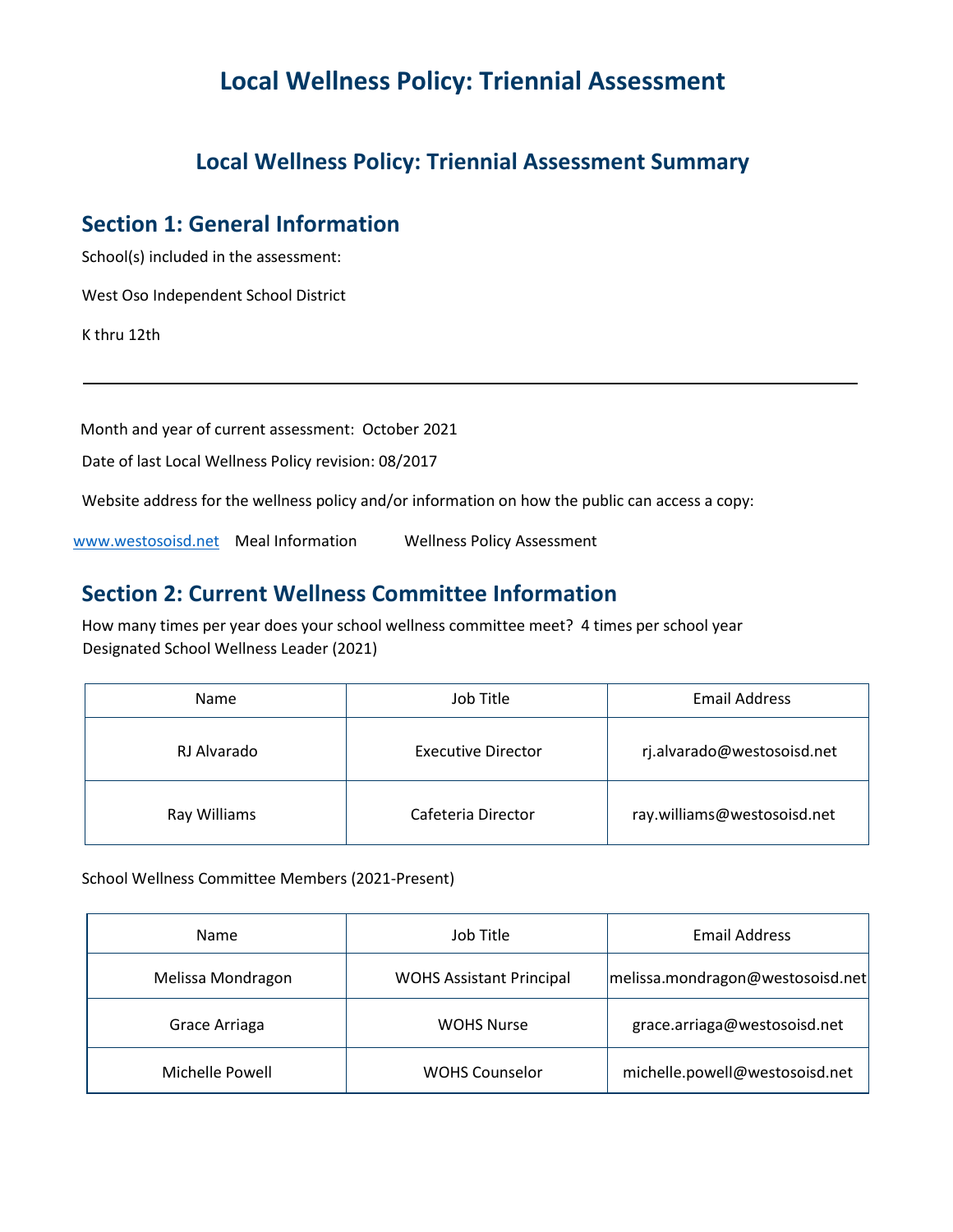# Local Wellness Policy: Triennial Assessment

## Local Wellness Policy: Triennial Assessment Summary

## Section 1: General Information

School(s) included in the assessment:

West Oso Independent School District

K thru 12th

---

Month and year of current assessment: October 2021

Date of last Local Wellness Policy revision: 08/2017

Website address for the wellness policy and/or information on how the public can access a copy:

www.westosoisd.net Meal Information Wellness Policy Assessment

## Section 2: Current Wellness Committee Information

How many times per year does your school wellness committee meet? 4 times per school year

Designated School Wellness Leader (2021)

| Name | Job Title | Email Address |
|---|---|---|
| RJ Alvarado | Executive Director | rj.alvarado@westosoisd.net |
| Ray Williams | Cafeteria Director | ray.williams@westosoisd.net |

School Wellness Committee Members (2021-Present)

| Name | Job Title | Email Address |
|---|---|---|
| Melissa Mondragon | WOHS Assistant Principal | melissa.mondragon@westosoisd.net |
| Grace Arriaga | WOHS Nurse | grace.arriaga@westosoisd.net |
| Michelle Powell | WOHS Counselor | michelle.powell@westosoisd.net |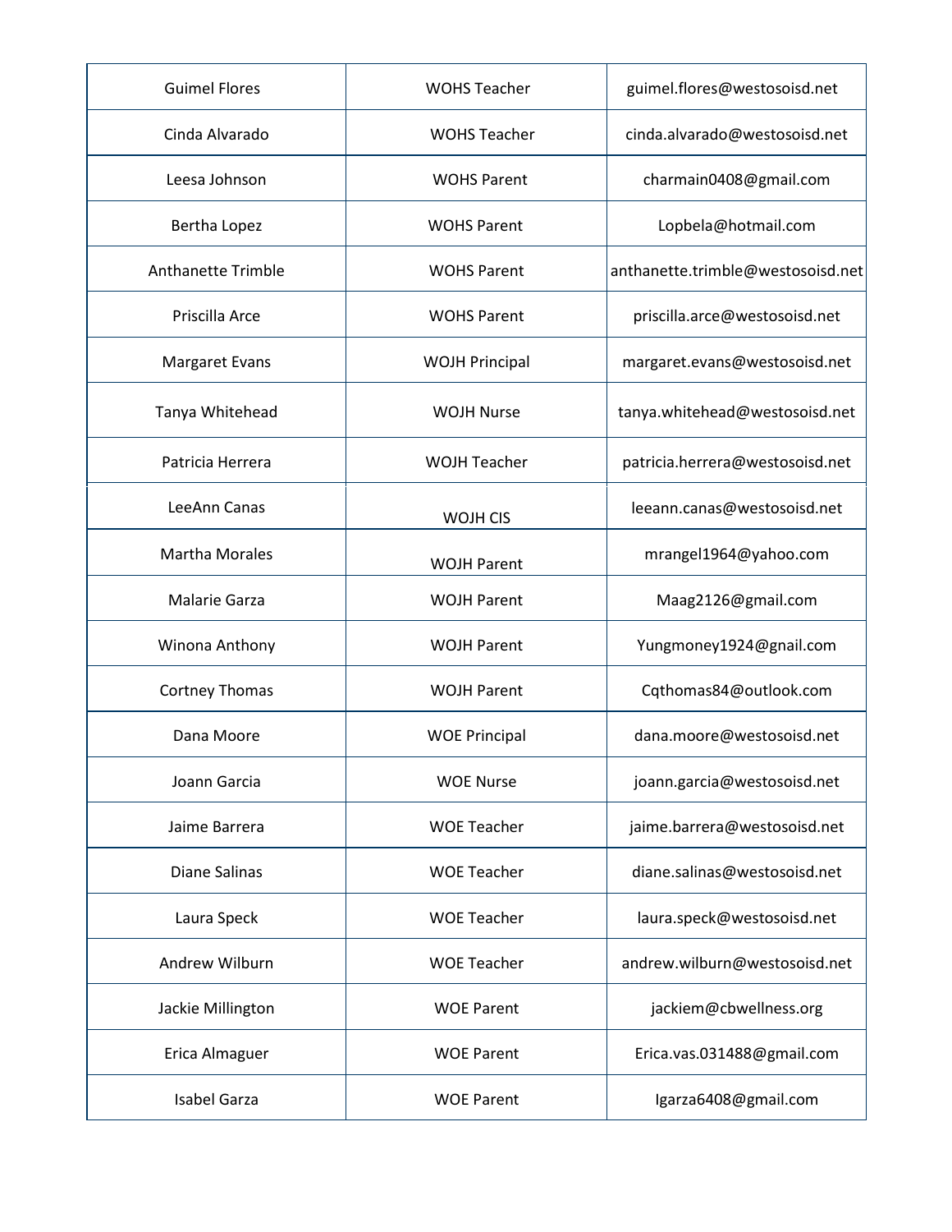| | | |
|---|---|---|
| Guimel Flores | WOHS Teacher | guimel.flores@westosoisd.net |
| Cinda Alvarado | WOHS Teacher | cinda.alvarado@westosoisd.net |
| Leesa Johnson | WOHS Parent | charmain0408@gmail.com |
| Bertha Lopez | WOHS Parent | Lopbela@hotmail.com |
| Anthanette Trimble | WOHS Parent | anthanette.trimble@westosoisd.net |
| Priscilla Arce | WOHS Parent | priscilla.arce@westosoisd.net |
| Margaret Evans | WOJH Principal | margaret.evans@westosoisd.net |
| Tanya Whitehead | WOJH Nurse | tanya.whitehead@westosoisd.net |
| Patricia Herrera | WOJH Teacher | patricia.herrera@westosoisd.net |
| LeeAnn Canas | WOJH CIS | leeann.canas@westosoisd.net |
| Martha Morales | WOJH Parent | mrangel1964@yahoo.com |
| Malarie Garza | WOJH Parent | Maag2126@gmail.com |
| Winona Anthony | WOJH Parent | Yungmoney1924@gnail.com |
| Cortney Thomas | WOJH Parent | Cqthomas84@outlook.com |
| Dana Moore | WOE Principal | dana.moore@westosoisd.net |
| Joann Garcia | WOE Nurse | joann.garcia@westosoisd.net |
| Jaime Barrera | WOE Teacher | jaime.barrera@westosoisd.net |
| Diane Salinas | WOE Teacher | diane.salinas@westosoisd.net |
| Laura Speck | WOE Teacher | laura.speck@westosoisd.net |
| Andrew Wilburn | WOE Teacher | andrew.wilburn@westosoisd.net |
| Jackie Millington | WOE Parent | jackiem@cbwellness.org |
| Erica Almaguer | WOE Parent | Erica.vas.031488@gmail.com |
| Isabel Garza | WOE Parent | Igarza6408@gmail.com |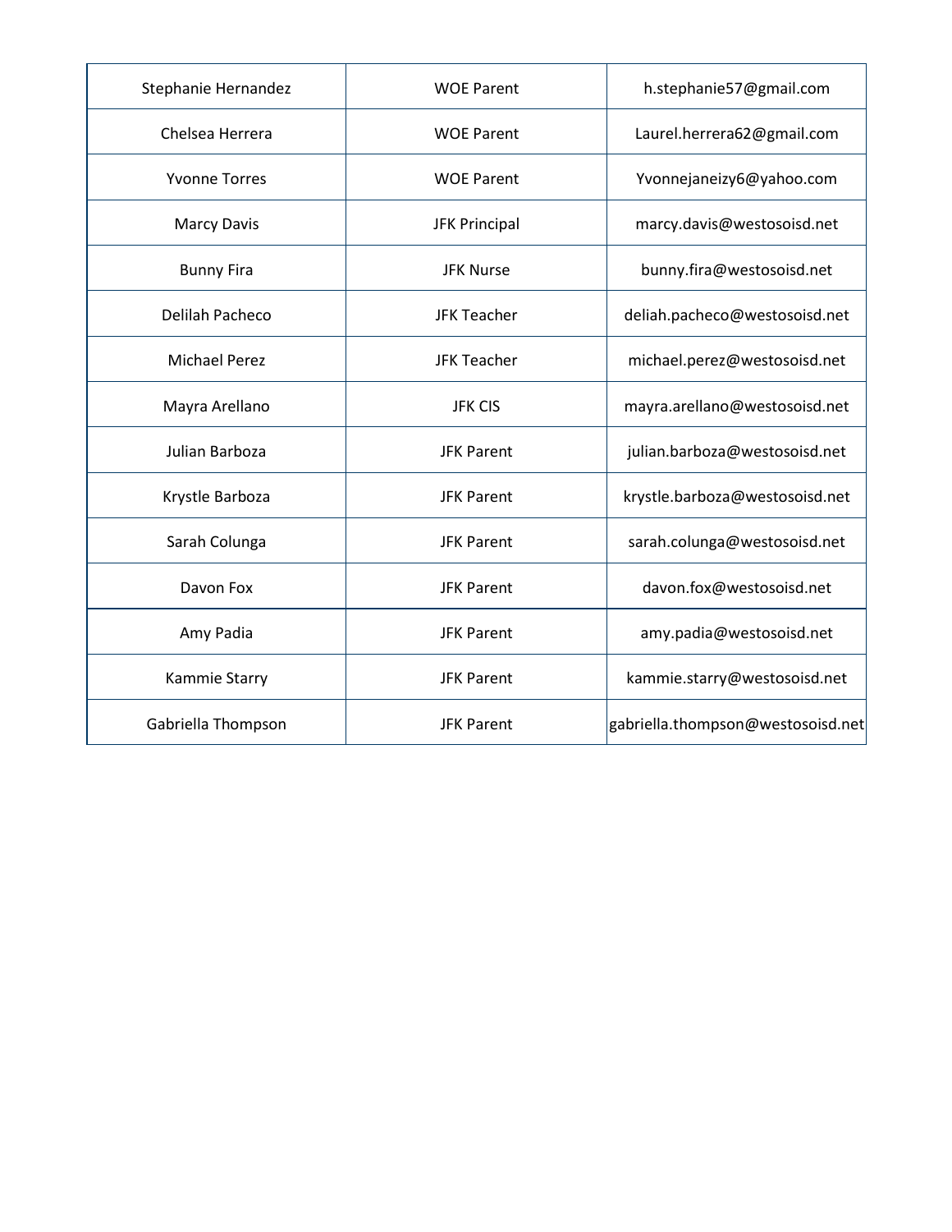| Stephanie Hernandez | WOE Parent | h.stephanie57@gmail.com |
| --- | --- | --- |
| Chelsea Herrera | WOE Parent | Laurel.herrera62@gmail.com |
| Yvonne Torres | WOE Parent | Yvonnejaneizy6@yahoo.com |
| Marcy Davis | JFK Principal | marcy.davis@westosoisd.net |
| Bunny Fira | JFK Nurse | bunny.fira@westosoisd.net |
| Delilah Pacheco | JFK Teacher | deliah.pacheco@westosoisd.net |
| Michael Perez | JFK Teacher | michael.perez@westosoisd.net |
| Mayra Arellano | JFK CIS | mayra.arellano@westosoisd.net |
| Julian Barboza | JFK Parent | julian.barboza@westosoisd.net |
| Krystle Barboza | JFK Parent | krystle.barboza@westosoisd.net |
| Sarah Colunga | JFK Parent | sarah.colunga@westosoisd.net |
| Davon Fox | JFK Parent | davon.fox@westosoisd.net |
| Amy Padia | JFK Parent | amy.padia@westosoisd.net |
| Kammie Starry | JFK Parent | kammie.starry@westosoisd.net |
| Gabriella Thompson | JFK Parent | gabriella.thompson@westosoisd.net |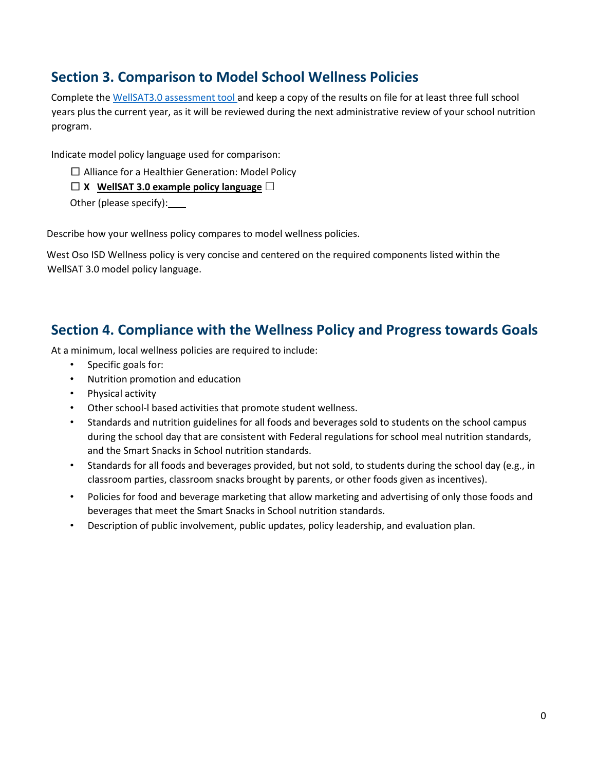## Section 3. Comparison to Model School Wellness Policies

Complete the WellSAT3.0 assessment tool and keep a copy of the results on file for at least three full school years plus the current year, as it will be reviewed during the next administrative review of your school nutrition program.

Indicate model policy language used for comparison:

☐ Alliance for a Healthier Generation: Model Policy

☐ **X WellSAT 3.0 example policy language** ☐

Other (please specify):____

Describe how your wellness policy compares to model wellness policies.

West Oso ISD Wellness policy is very concise and centered on the required components listed within the WellSAT 3.0 model policy language.

## Section 4. Compliance with the Wellness Policy and Progress towards Goals

At a minimum, local wellness policies are required to include:

- Specific goals for:
- Nutrition promotion and education
- Physical activity
- Other school-l based activities that promote student wellness.
- Standards and nutrition guidelines for all foods and beverages sold to students on the school campus during the school day that are consistent with Federal regulations for school meal nutrition standards, and the Smart Snacks in School nutrition standards.
- Standards for all foods and beverages provided, but not sold, to students during the school day (e.g., in classroom parties, classroom snacks brought by parents, or other foods given as incentives).
- Policies for food and beverage marketing that allow marketing and advertising of only those foods and beverages that meet the Smart Snacks in School nutrition standards.
- Description of public involvement, public updates, policy leadership, and evaluation plan.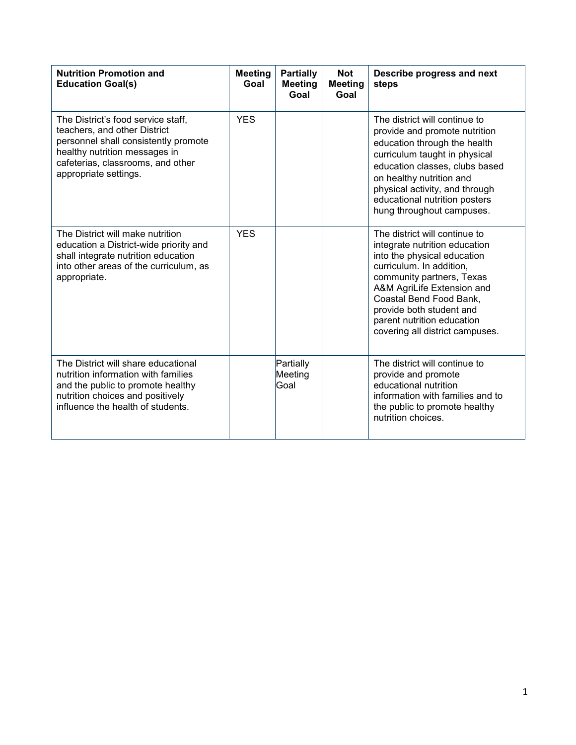| Nutrition Promotion and Education Goal(s) | Meeting Goal | Partially Meeting Goal | Not Meeting Goal | Describe progress and next steps |
|---|---|---|---|---|
| The District's food service staff, teachers, and other District personnel shall consistently promote healthy nutrition messages in cafeterias, classrooms, and other appropriate settings. | YES | | | The district will continue to provide and promote nutrition education through the health curriculum taught in physical education classes, clubs based on healthy nutrition and physical activity, and through educational nutrition posters hung throughout campuses. |
| The District will make nutrition education a District-wide priority and shall integrate nutrition education into other areas of the curriculum, as appropriate. | YES | | | The district will continue to integrate nutrition education into the physical education curriculum. In addition, community partners, Texas A&M AgriLife Extension and Coastal Bend Food Bank, provide both student and parent nutrition education covering all district campuses. |
| The District will share educational nutrition information with families and the public to promote healthy nutrition choices and positively influence the health of students. | | Partially Meeting Goal | | The district will continue to provide and promote educational nutrition information with families and to the public to promote healthy nutrition choices. |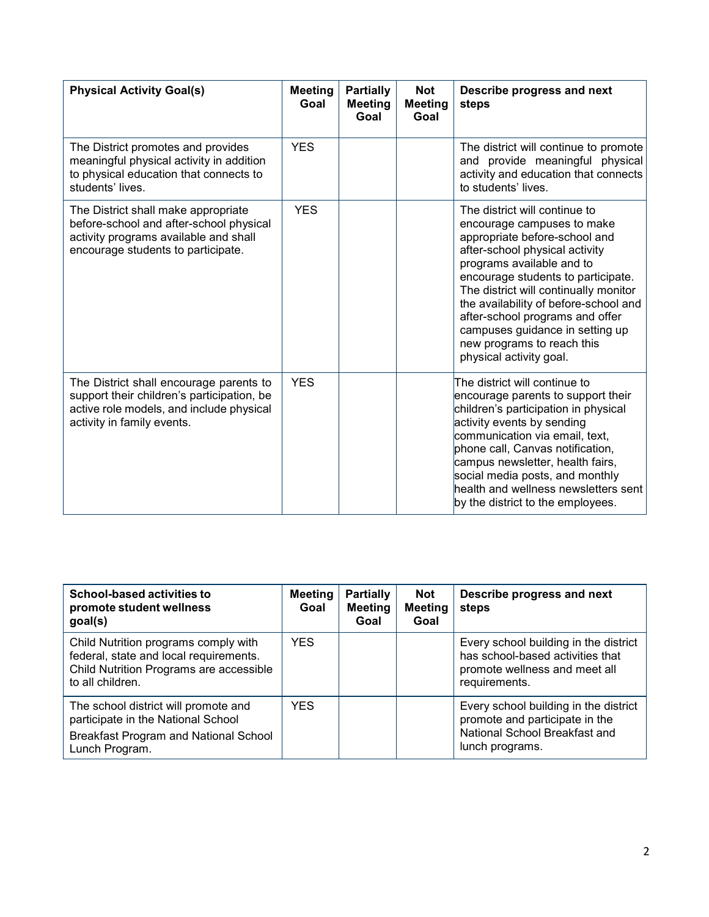| **Physical Activity Goal(s)** | **Meeting Goal** | **Partially Meeting Goal** | **Not Meeting Goal** | **Describe progress and next steps** |
|---|---|---|---|---|
| The District promotes and provides meaningful physical activity in addition to physical education that connects to students' lives. | YES | | | The district will continue to promote and provide meaningful physical activity and education that connects to students' lives. |
| The District shall make appropriate before-school and after-school physical activity programs available and shall encourage students to participate. | YES | | | The district will continue to encourage campuses to make appropriate before-school and after-school physical activity programs available and to encourage students to participate. The district will continually monitor the availability of before-school and after-school programs and offer campuses guidance in setting up new programs to reach this physical activity goal. |
| The District shall encourage parents to support their children's participation, be active role models, and include physical activity in family events. | YES | | | The district will continue to encourage parents to support their children's participation in physical activity events by sending communication via email, text, phone call, Canvas notification, campus newsletter, health fairs, social media posts, and monthly health and wellness newsletters sent by the district to the employees. |

| **School-based activities to promote student wellness goal(s)** | **Meeting Goal** | **Partially Meeting Goal** | **Not Meeting Goal** | **Describe progress and next steps** |
|---|---|---|---|---|
| Child Nutrition programs comply with federal, state and local requirements. Child Nutrition Programs are accessible to all children. | YES | | | Every school building in the district has school-based activities that promote wellness and meet all requirements. |
| The school district will promote and participate in the National School Breakfast Program and National School Lunch Program. | YES | | | Every school building in the district promote and participate in the National School Breakfast and lunch programs. |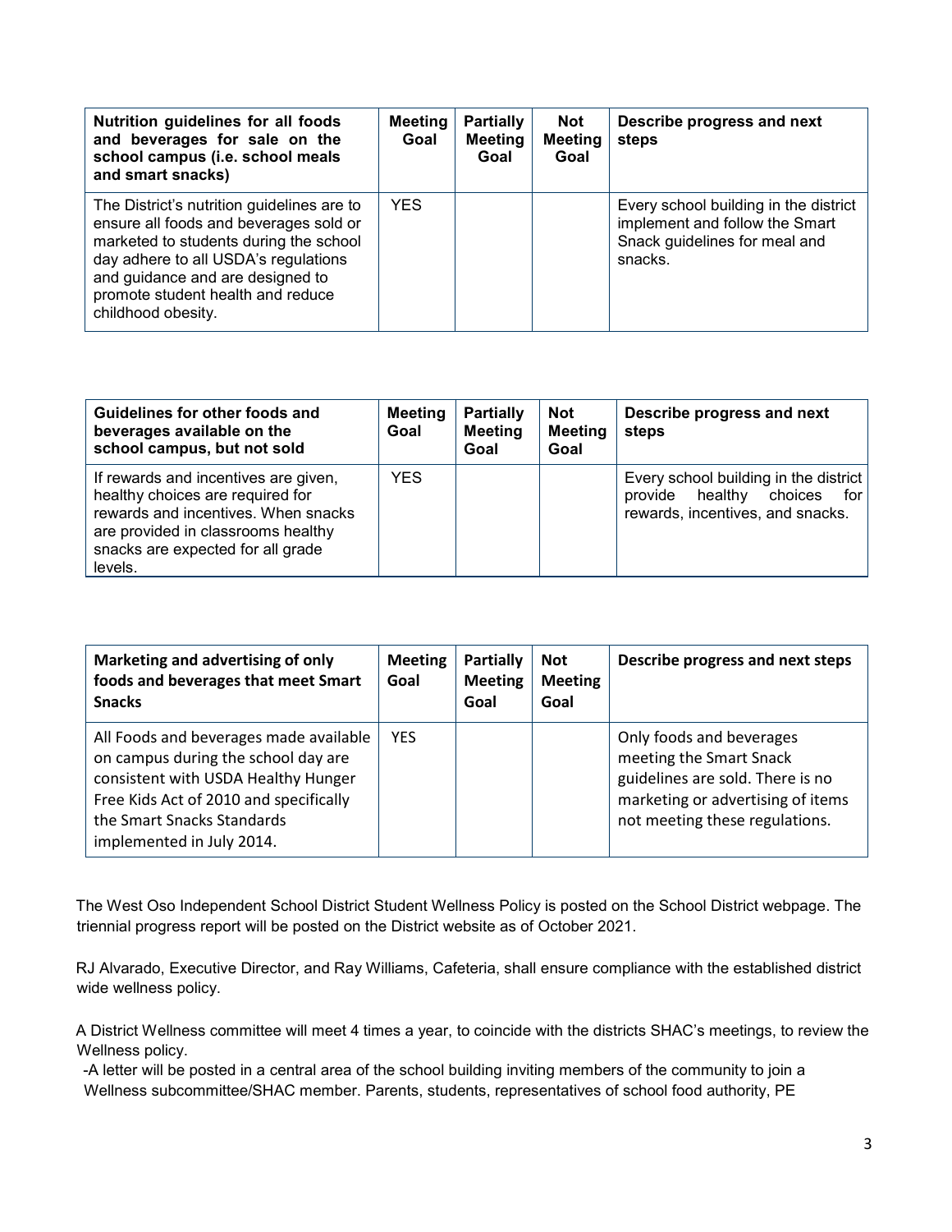| Nutrition guidelines for all foods and beverages for sale on the school campus (i.e. school meals and smart snacks) | Meeting Goal | Partially Meeting Goal | Not Meeting Goal | Describe progress and next steps |
|---|---|---|---|---|
| The District's nutrition guidelines are to ensure all foods and beverages sold or marketed to students during the school day adhere to all USDA's regulations and guidance and are designed to promote student health and reduce childhood obesity. | YES | | | Every school building in the district implement and follow the Smart Snack guidelines for meal and snacks. |

| Guidelines for other foods and beverages available on the school campus, but not sold | Meeting Goal | Partially Meeting Goal | Not Meeting Goal | Describe progress and next steps |
|---|---|---|---|---|
| If rewards and incentives are given, healthy choices are required for rewards and incentives. When snacks are provided in classrooms healthy snacks are expected for all grade levels. | YES | | | Every school building in the district provide healthy choices for rewards, incentives, and snacks. |

| Marketing and advertising of only foods and beverages that meet Smart Snacks | Meeting Goal | Partially Meeting Goal | Not Meeting Goal | Describe progress and next steps |
|---|---|---|---|---|
| All Foods and beverages made available on campus during the school day are consistent with USDA Healthy Hunger Free Kids Act of 2010 and specifically the Smart Snacks Standards implemented in July 2014. | YES | | | Only foods and beverages meeting the Smart Snack guidelines are sold. There is no marketing or advertising of items not meeting these regulations. |

The West Oso Independent School District Student Wellness Policy is posted on the School District webpage. The triennial progress report will be posted on the District website as of October 2021.

RJ Alvarado, Executive Director, and Ray Williams, Cafeteria, shall ensure compliance with the established district wide wellness policy.

A District Wellness committee will meet 4 times a year, to coincide with the districts SHAC's meetings, to review the Wellness policy.

-A letter will be posted in a central area of the school building inviting members of the community to join a Wellness subcommittee/SHAC member. Parents, students, representatives of school food authority, PE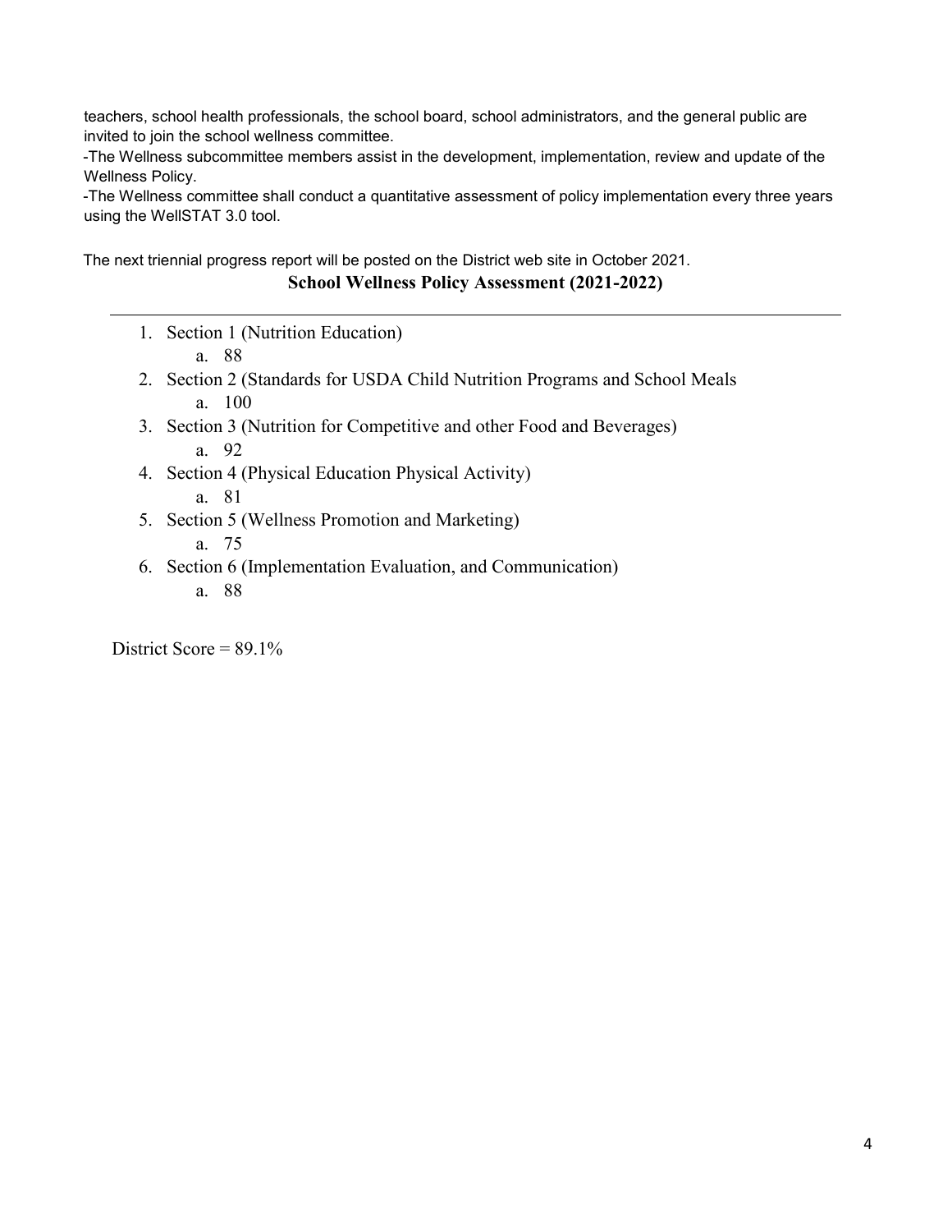teachers, school health professionals, the school board, school administrators, and the general public are invited to join the school wellness committee.

-The Wellness subcommittee members assist in the development, implementation, review and update of the Wellness Policy.

-The Wellness committee shall conduct a quantitative assessment of policy implementation every three years using the WellSTAT 3.0 tool.

The next triennial progress report will be posted on the District web site in October 2021.

## School Wellness Policy Assessment (2021-2022)

---

1. Section 1 (Nutrition Education)
   a. 88
2. Section 2 (Standards for USDA Child Nutrition Programs and School Meals
   a. 100
3. Section 3 (Nutrition for Competitive and other Food and Beverages)
   a. 92
4. Section 4 (Physical Education Physical Activity)
   a. 81
5. Section 5 (Wellness Promotion and Marketing)
   a. 75
6. Section 6 (Implementation Evaluation, and Communication)
   a. 88

District Score = 89.1%